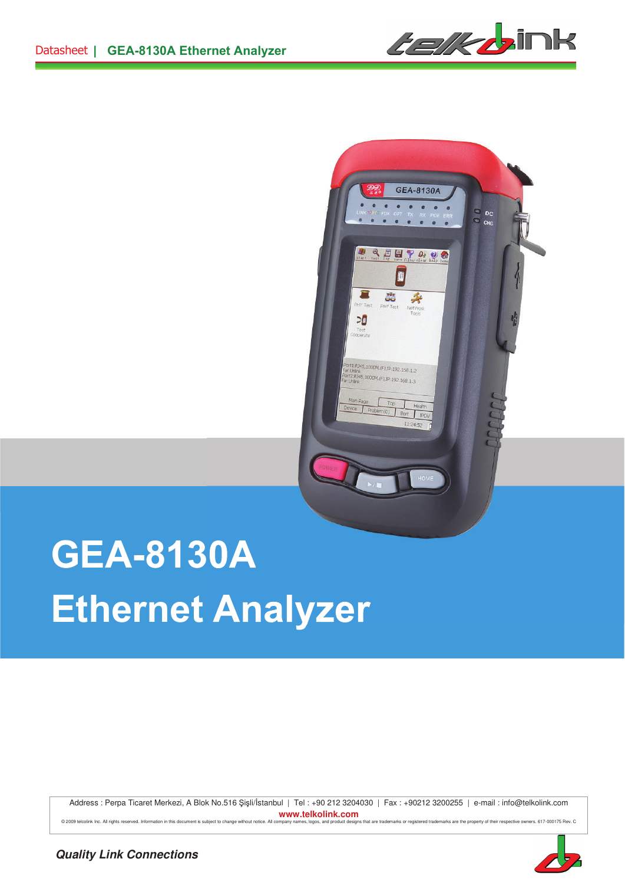# GEA-8130A

# Ethernet Analyzer

Address : Perpa Ticaret Merkezi, A Blok No.516 Şişli/İstanbul | Tel : +90 212 3204030 | Fax : +90212 3200255 | e-mail : info@telkolink.com

**www.telkolink.com**

© 2009 telcolink Inc. All rights reserved. Information in this document is subject to change without notice. All company names, logos, and product designs that are trademarks or registered trademarks are the property of their respective owners. 617-000175 Rev. C

***Quality Link Connections***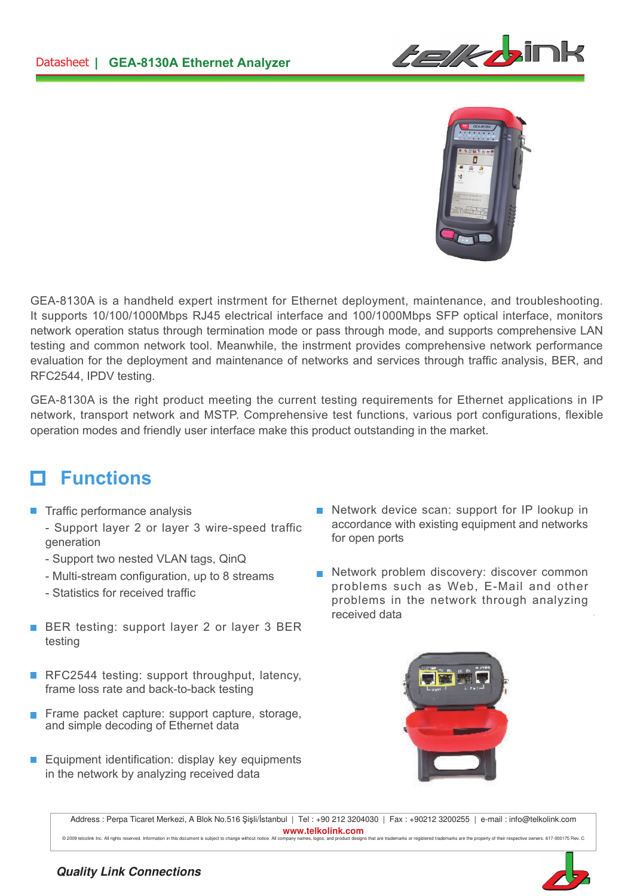GEA-8130A is a handheld expert instrment for Ethernet deployment, maintenance, and troubleshooting. It supports 10/100/1000Mbps RJ45 electrical interface and 100/1000Mbps SFP optical interface, monitors network operation status through termination mode or pass through mode, and supports comprehensive LAN testing and common network tool. Meanwhile, the instrment provides comprehensive network performance evaluation for the deployment and maintenance of networks and services through traffic analysis, BER, and RFC2544, IPDV testing.

GEA-8130A is the right product meeting the current testing requirements for Ethernet applications in IP network, transport network and MSTP. Comprehensive test functions, various port configurations, flexible operation modes and friendly user interface make this product outstanding in the market.

## Functions

- Traffic performance analysis
  - Support layer 2 or layer 3 wire-speed traffic generation
  - Support two nested VLAN tags, QinQ
  - Multi-stream configuration, up to 8 streams
  - Statistics for received traffic
- BER testing: support layer 2 or layer 3 BER testing
- RFC2544 testing: support throughput, latency, frame loss rate and back-to-back testing
- Frame packet capture: support capture, storage, and simple decoding of Ethernet data
- Equipment identification: display key equipments in the network by analyzing received data
- Network device scan: support for IP lookup in accordance with existing equipment and networks for open ports
- Network problem discovery: discover common problems such as Web, E-Mail and other problems in the network through analyzing received data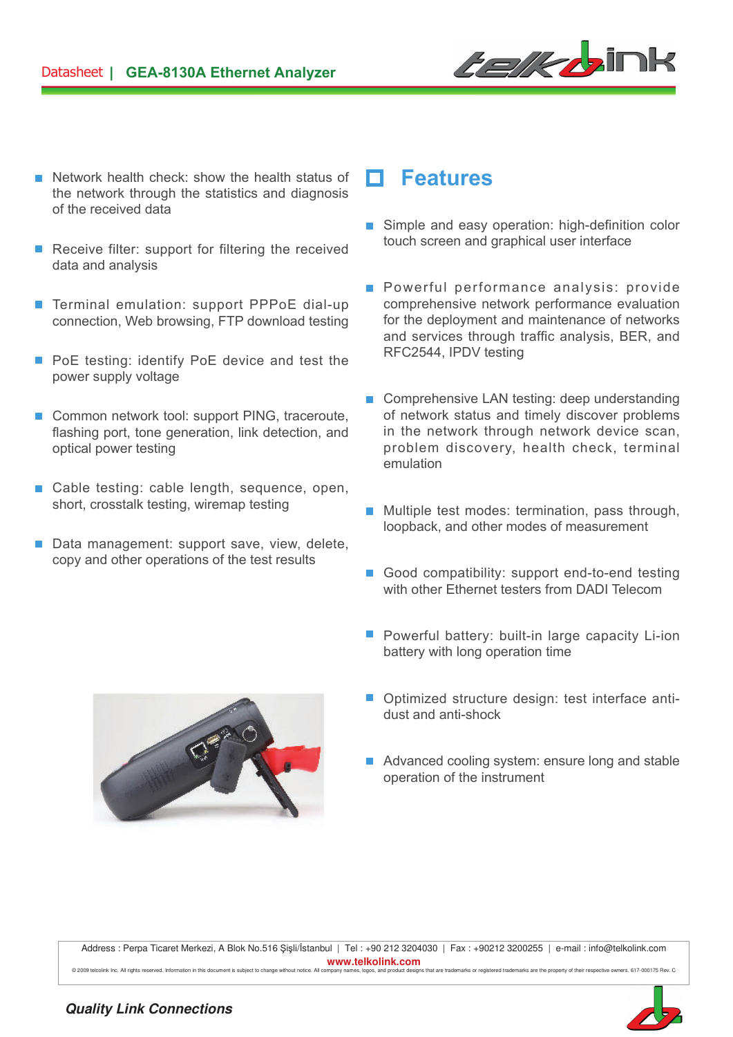- Network health check: show the health status of the network through the statistics and diagnosis of the received data
- Receive filter: support for filtering the received data and analysis
- Terminal emulation: support PPPoE dial-up connection, Web browsing, FTP download testing
- PoE testing: identify PoE device and test the power supply voltage
- Common network tool: support PING, traceroute, flashing port, tone generation, link detection, and optical power testing
- Cable testing: cable length, sequence, open, short, crosstalk testing, wiremap testing
- Data management: support save, view, delete, copy and other operations of the test results

## Features

- Simple and easy operation: high-definition color touch screen and graphical user interface
- Powerful performance analysis: provide comprehensive network performance evaluation for the deployment and maintenance of networks and services through traffic analysis, BER, and RFC2544, IPDV testing
- Comprehensive LAN testing: deep understanding of network status and timely discover problems in the network through network device scan, problem discovery, health check, terminal emulation
- Multiple test modes: termination, pass through, loopback, and other modes of measurement
- Good compatibility: support end-to-end testing with other Ethernet testers from DADI Telecom
- Powerful battery: built-in large capacity Li-ion battery with long operation time
- Optimized structure design: test interface anti-dust and anti-shock
- Advanced cooling system: ensure long and stable operation of the instrument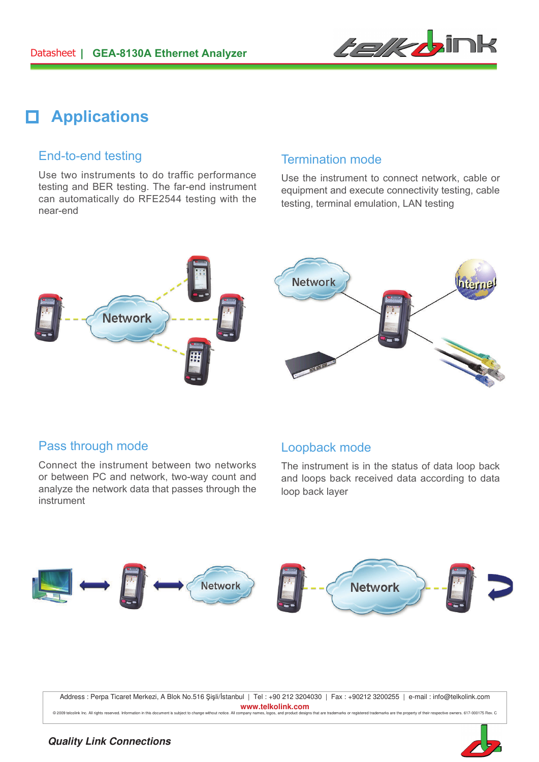## Applications

### End-to-end testing

Use two instruments to do traffic performance testing and BER testing. The far-end instrument can automatically do RFE2544 testing with the near-end

### Termination mode

Use the instrument to connect network, cable or equipment and execute connectivity testing, cable testing, terminal emulation, LAN testing

### Pass through mode

Connect the instrument between two networks or between PC and network, two-way count and analyze the network data that passes through the instrument

### Loopback mode

The instrument is in the status of data loop back and loops back received data according to data loop back layer

Address : Perpa Ticaret Merkezi, A Blok No.516 Şişli/İstanbul | Tel : +90 212 3204030 | Fax : +90212 3200255 | e-mail : info@telkolink.com

www.telkolink.com

© 2009 telcolink Inc. All rights reserved. Information in this document is subject to change without notice. All company names, logos, and product designs that are trademarks or registered trademarks are the property of their respective owners. 617-000175 Rev. C

*Quality Link Connections*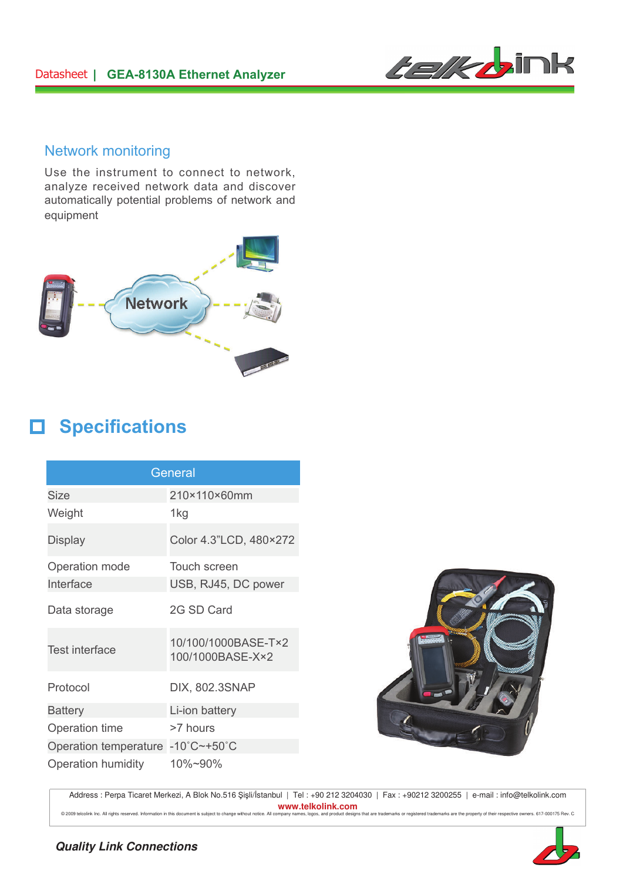## Network monitoring

Use the instrument to connect to network, analyze received network data and discover automatically potential problems of network and equipment

Network

# Specifications

| General | |
|---|---|
| Size | 210×110×60mm |
| Weight | 1kg |
| Display | Color 4.3"LCD, 480×272 |
| Operation mode | Touch screen |
| Interface | USB, RJ45, DC power |
| Data storage | 2G SD Card |
| Test interface | 10/100/1000BASE-T×2<br>100/1000BASE-X×2 |
| Protocol | DIX, 802.3SNAP |
| Battery | Li-ion battery |
| Operation time | >7 hours |
| Operation temperature | -10˚C~+50˚C |
| Operation humidity | 10%~90% |

Address : Perpa Ticaret Merkezi, A Blok No.516 Şişli/İstanbul | Tel : +90 212 3204030 | Fax : +90212 3200255 | e-mail : info@telkolink.com
www.telkolink.com
© 2009 telcolink Inc. All rights reserved. Information in this document is subject to change without notice. All company names, logos, and product designs that are trademarks or registered trademarks are the property of their respective owners. 617-000175 Rev. C

***Quality Link Connections***